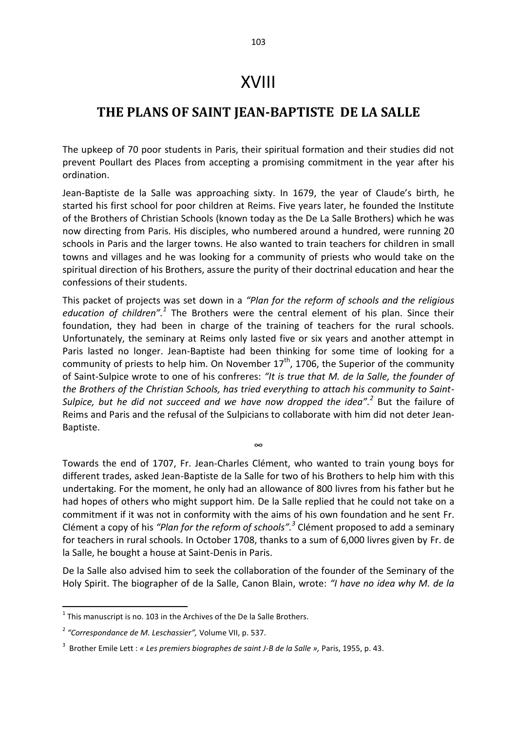# XVIII

## THE PLANS OF SAINT JEAN-BAPTISTE DE LA SALLE

The upkeep of 70 poor students in Paris, their spiritual formation and their studies did not prevent Poullart des Places from accepting a promising commitment in the year after his ordination.

Jean-Baptiste de la Salle was approaching sixty. In 1679, the year of Claude's birth, he started his first school for poor children at Reims. Five years later, he founded the Institute of the Brothers of Christian Schools (known today as the De La Salle Brothers) which he was now directing from Paris. His disciples, who numbered around a hundred, were running 20 schools in Paris and the larger towns. He also wanted to train teachers for children in small towns and villages and he was looking for a community of priests who would take on the spiritual direction of his Brothers, assure the purity of their doctrinal education and hear the confessions of their students.

This packet of projects was set down in a *"Plan for the reform of schools and the religious education of children".*[1] The Brothers were the central element of his plan. Since their foundation, they had been in charge of the training of teachers for the rural schools. Unfortunately, the seminary at Reims only lasted five or six years and another attempt in Paris lasted no longer. Jean-Baptiste had been thinking for some time of looking for a community of priests to help him. On November 17th, 1706, the Superior of the community of Saint-Sulpice wrote to one of his confreres: *"It is true that M. de la Salle, the founder of the Brothers of the Christian Schools, has tried everything to attach his community to Saint-Sulpice, but he did not succeed and we have now dropped the idea".*[2] But the failure of Reims and Paris and the refusal of the Sulpicians to collaborate with him did not deter Jean-Baptiste.

∞

Towards the end of 1707, Fr. Jean-Charles Clément, who wanted to train young boys for different trades, asked Jean-Baptiste de la Salle for two of his Brothers to help him with this undertaking. For the moment, he only had an allowance of 800 livres from his father but he had hopes of others who might support him. De la Salle replied that he could not take on a commitment if it was not in conformity with the aims of his own foundation and he sent Fr. Clément a copy of his *"Plan for the reform of schools".*[3] Clément proposed to add a seminary for teachers in rural schools. In October 1708, thanks to a sum of 6,000 livres given by Fr. de la Salle, he bought a house at Saint-Denis in Paris.

De la Salle also advised him to seek the collaboration of the founder of the Seminary of the Holy Spirit. The biographer of de la Salle, Canon Blain, wrote: *"I have no idea why M. de la*

---

[1] This manuscript is no. 103 in the Archives of the De la Salle Brothers.

[2] *"Correspondance de M. Leschassier",* Volume VII, p. 537.

[3] Brother Emile Lett : *« Les premiers biographes de saint J-B de la Salle »,* Paris, 1955, p. 43.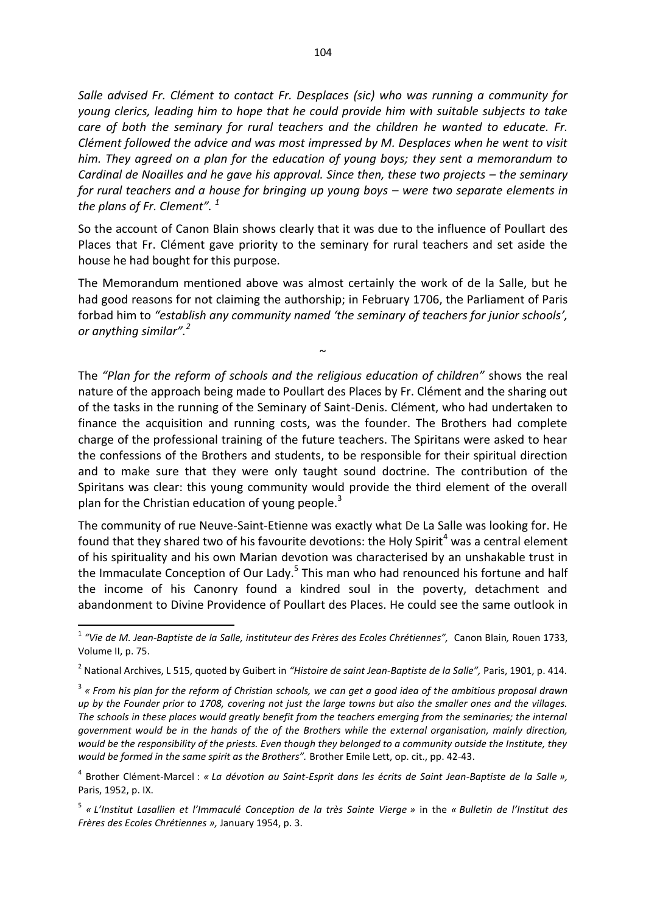*Salle advised Fr. Clément to contact Fr. Desplaces (sic) who was running a community for young clerics, leading him to hope that he could provide him with suitable subjects to take care of both the seminary for rural teachers and the children he wanted to educate. Fr. Clément followed the advice and was most impressed by M. Desplaces when he went to visit him. They agreed on a plan for the education of young boys; they sent a memorandum to Cardinal de Noailles and he gave his approval. Since then, these two projects – the seminary for rural teachers and a house for bringing up young boys – were two separate elements in the plans of Fr. Clement".* [1]

So the account of Canon Blain shows clearly that it was due to the influence of Poullart des Places that Fr. Clément gave priority to the seminary for rural teachers and set aside the house he had bought for this purpose.

The Memorandum mentioned above was almost certainly the work of de la Salle, but he had good reasons for not claiming the authorship; in February 1706, the Parliament of Paris forbad him to *"establish any community named 'the seminary of teachers for junior schools', or anything similar".* [2]

~

The *"Plan for the reform of schools and the religious education of children"* shows the real nature of the approach being made to Poullart des Places by Fr. Clément and the sharing out of the tasks in the running of the Seminary of Saint-Denis. Clément, who had undertaken to finance the acquisition and running costs, was the founder. The Brothers had complete charge of the professional training of the future teachers. The Spiritans were asked to hear the confessions of the Brothers and students, to be responsible for their spiritual direction and to make sure that they were only taught sound doctrine. The contribution of the Spiritans was clear: this young community would provide the third element of the overall plan for the Christian education of young people.[3]

The community of rue Neuve-Saint-Etienne was exactly what De La Salle was looking for. He found that they shared two of his favourite devotions: the Holy Spirit[4] was a central element of his spirituality and his own Marian devotion was characterised by an unshakable trust in the Immaculate Conception of Our Lady.[5] This man who had renounced his fortune and half the income of his Canonry found a kindred soul in the poverty, detachment and abandonment to Divine Providence of Poullart des Places. He could see the same outlook in

---

[1] *"Vie de M. Jean-Baptiste de la Salle, instituteur des Frères des Ecoles Chrétiennes",* Canon Blain, Rouen 1733, Volume II, p. 75.

[2] National Archives, L 515, quoted by Guibert in *"Histoire de saint Jean-Baptiste de la Salle",* Paris, 1901, p. 414.

[3] *« From his plan for the reform of Christian schools, we can get a good idea of the ambitious proposal drawn up by the Founder prior to 1708, covering not just the large towns but also the smaller ones and the villages. The schools in these places would greatly benefit from the teachers emerging from the seminaries; the internal government would be in the hands of the of the Brothers while the external organisation, mainly direction, would be the responsibility of the priests. Even though they belonged to a community outside the Institute, they would be formed in the same spirit as the Brothers".* Brother Emile Lett, op. cit., pp. 42-43.

[4] Brother Clément-Marcel : *« La dévotion au Saint-Esprit dans les écrits de Saint Jean-Baptiste de la Salle »,* Paris, 1952, p. IX.

[5] *« L'Institut Lasallien et l'Immaculé Conception de la très Sainte Vierge »* in the *« Bulletin de l'Institut des Frères des Ecoles Chrétiennes »,* January 1954, p. 3.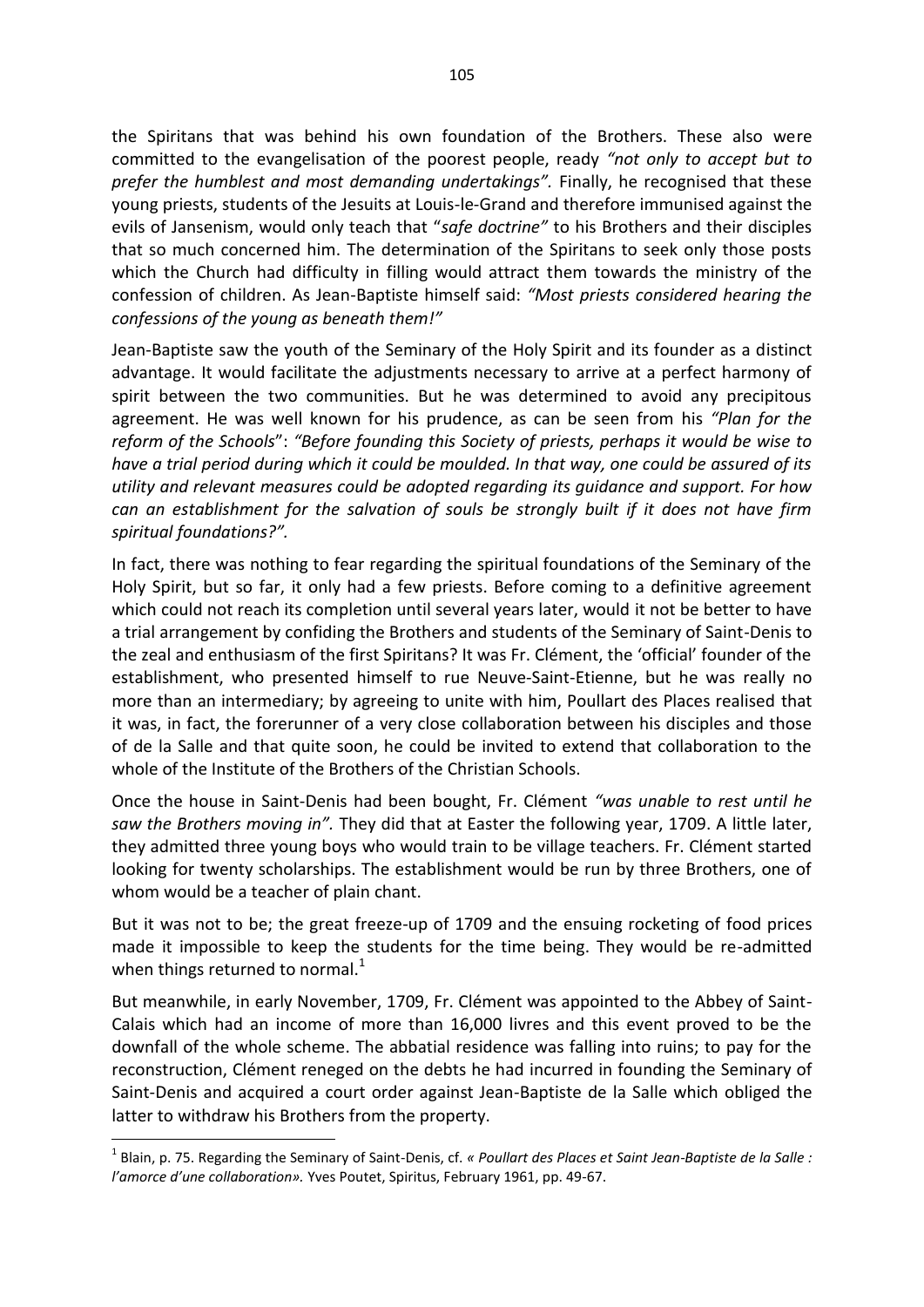the Spiritans that was behind his own foundation of the Brothers. These also were committed to the evangelisation of the poorest people, ready *"not only to accept but to prefer the humblest and most demanding undertakings".* Finally, he recognised that these young priests, students of the Jesuits at Louis-le-Grand and therefore immunised against the evils of Jansenism, would only teach that "*safe doctrine"* to his Brothers and their disciples that so much concerned him. The determination of the Spiritans to seek only those posts which the Church had difficulty in filling would attract them towards the ministry of the confession of children. As Jean-Baptiste himself said: *"Most priests considered hearing the confessions of the young as beneath them!"*

Jean-Baptiste saw the youth of the Seminary of the Holy Spirit and its founder as a distinct advantage. It would facilitate the adjustments necessary to arrive at a perfect harmony of spirit between the two communities. But he was determined to avoid any precipitous agreement. He was well known for his prudence, as can be seen from his *"Plan for the reform of the Schools*": *"Before founding this Society of priests, perhaps it would be wise to have a trial period during which it could be moulded. In that way, one could be assured of its utility and relevant measures could be adopted regarding its guidance and support. For how can an establishment for the salvation of souls be strongly built if it does not have firm spiritual foundations?".*

In fact, there was nothing to fear regarding the spiritual foundations of the Seminary of the Holy Spirit, but so far, it only had a few priests. Before coming to a definitive agreement which could not reach its completion until several years later, would it not be better to have a trial arrangement by confiding the Brothers and students of the Seminary of Saint-Denis to the zeal and enthusiasm of the first Spiritans? It was Fr. Clément, the 'official' founder of the establishment, who presented himself to rue Neuve-Saint-Etienne, but he was really no more than an intermediary; by agreeing to unite with him, Poullart des Places realised that it was, in fact, the forerunner of a very close collaboration between his disciples and those of de la Salle and that quite soon, he could be invited to extend that collaboration to the whole of the Institute of the Brothers of the Christian Schools.

Once the house in Saint-Denis had been bought, Fr. Clément *"was unable to rest until he saw the Brothers moving in".* They did that at Easter the following year, 1709. A little later, they admitted three young boys who would train to be village teachers. Fr. Clément started looking for twenty scholarships. The establishment would be run by three Brothers, one of whom would be a teacher of plain chant.

But it was not to be; the great freeze-up of 1709 and the ensuing rocketing of food prices made it impossible to keep the students for the time being. They would be re-admitted when things returned to normal.[1]

But meanwhile, in early November, 1709, Fr. Clément was appointed to the Abbey of Saint-Calais which had an income of more than 16,000 livres and this event proved to be the downfall of the whole scheme. The abbatial residence was falling into ruins; to pay for the reconstruction, Clément reneged on the debts he had incurred in founding the Seminary of Saint-Denis and acquired a court order against Jean-Baptiste de la Salle which obliged the latter to withdraw his Brothers from the property.

---

[1] Blain, p. 75. Regarding the Seminary of Saint-Denis, cf. *« Poullart des Places et Saint Jean-Baptiste de la Salle : l'amorce d'une collaboration».* Yves Poutet, Spiritus, February 1961, pp. 49-67.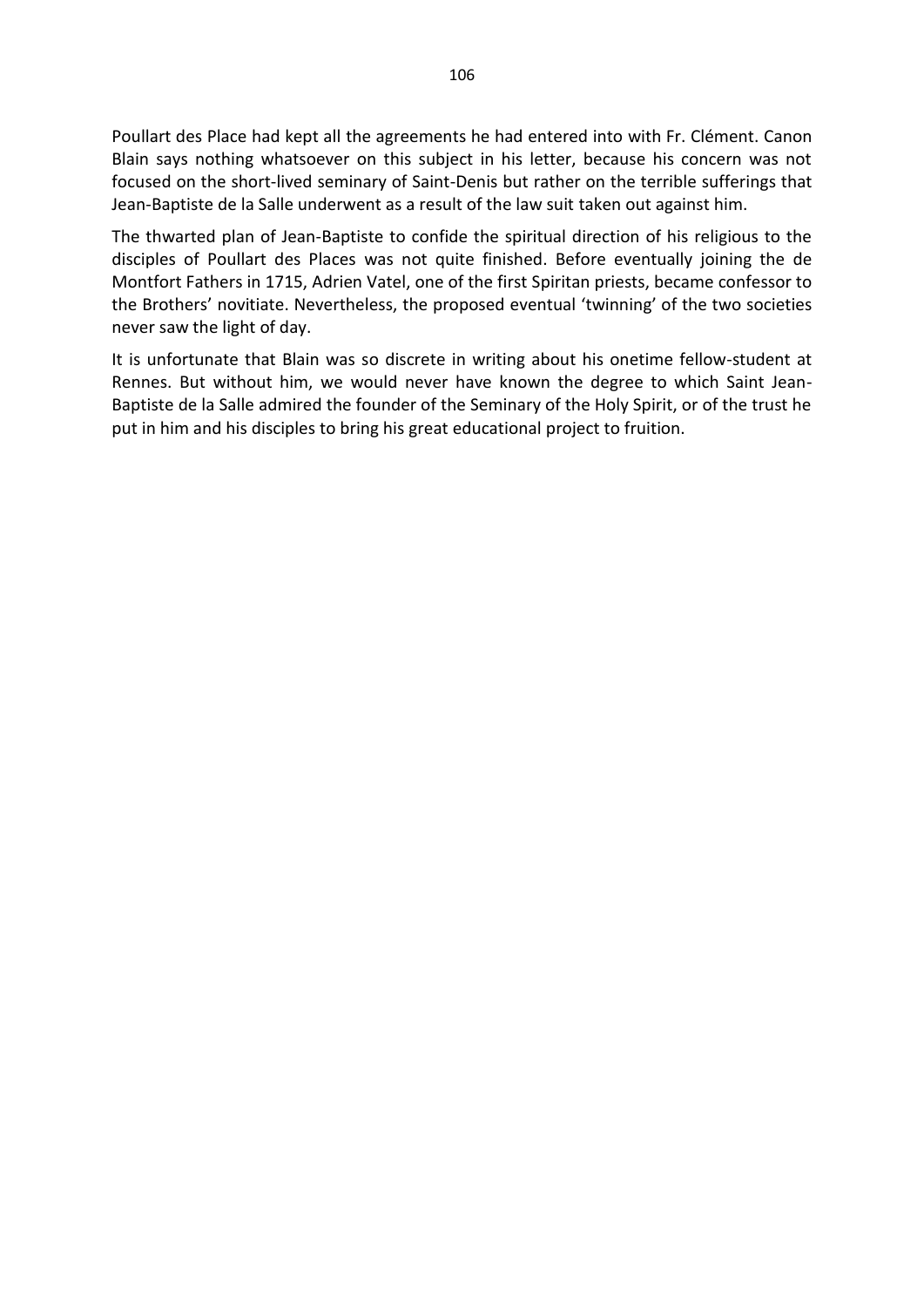Poullart des Place had kept all the agreements he had entered into with Fr. Clément. Canon Blain says nothing whatsoever on this subject in his letter, because his concern was not focused on the short-lived seminary of Saint-Denis but rather on the terrible sufferings that Jean-Baptiste de la Salle underwent as a result of the law suit taken out against him.

The thwarted plan of Jean-Baptiste to confide the spiritual direction of his religious to the disciples of Poullart des Places was not quite finished. Before eventually joining the de Montfort Fathers in 1715, Adrien Vatel, one of the first Spiritan priests, became confessor to the Brothers' novitiate. Nevertheless, the proposed eventual 'twinning' of the two societies never saw the light of day.

It is unfortunate that Blain was so discrete in writing about his onetime fellow-student at Rennes. But without him, we would never have known the degree to which Saint Jean-Baptiste de la Salle admired the founder of the Seminary of the Holy Spirit, or of the trust he put in him and his disciples to bring his great educational project to fruition.